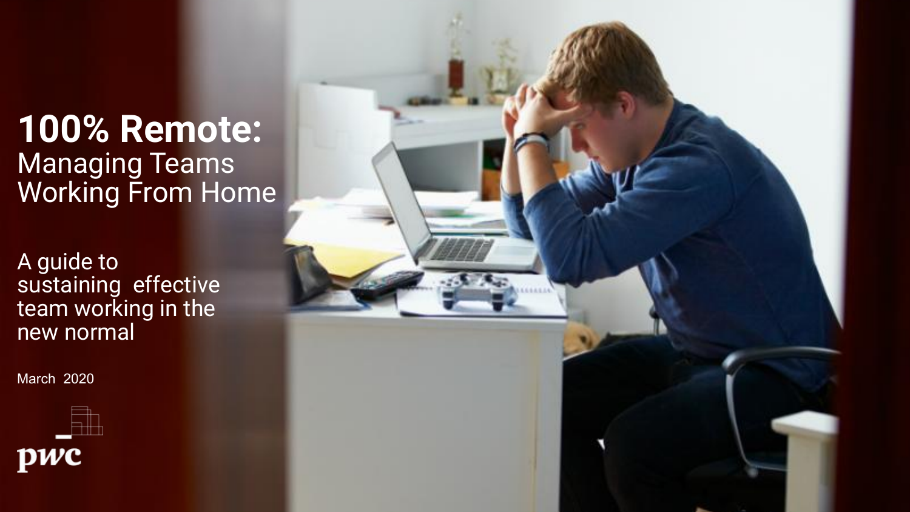# 100% Remote:
## Managing Teams Working From Home

A guide to sustaining effective team working in the new normal

March 2020

pwc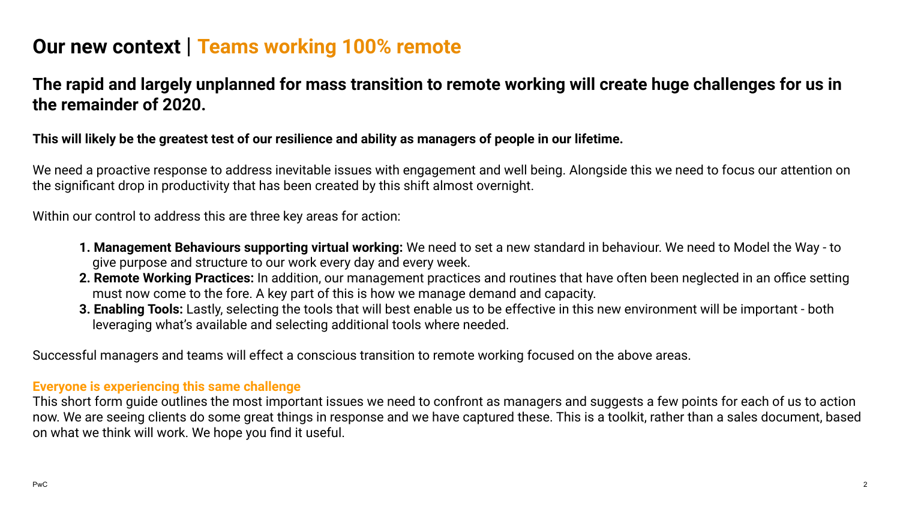# Our new context | Teams working 100% remote

## The rapid and largely unplanned for mass transition to remote working will create huge challenges for us in the remainder of 2020.

**This will likely be the greatest test of our resilience and ability as managers of people in our lifetime.**

We need a proactive response to address inevitable issues with engagement and well being. Alongside this we need to focus our attention on the significant drop in productivity that has been created by this shift almost overnight.

Within our control to address this are three key areas for action:

1. **Management Behaviours supporting virtual working:** We need to set a new standard in behaviour. We need to Model the Way - to give purpose and structure to our work every day and every week.
2. **Remote Working Practices:** In addition, our management practices and routines that have often been neglected in an office setting must now come to the fore. A key part of this is how we manage demand and capacity.
3. **Enabling Tools:** Lastly, selecting the tools that will best enable us to be effective in this new environment will be important - both leveraging what's available and selecting additional tools where needed.

Successful managers and teams will effect a conscious transition to remote working focused on the above areas.

**Everyone is experiencing this same challenge**

This short form guide outlines the most important issues we need to confront as managers and suggests a few points for each of us to action now. We are seeing clients do some great things in response and we have captured these. This is a toolkit, rather than a sales document, based on what we think will work. We hope you find it useful.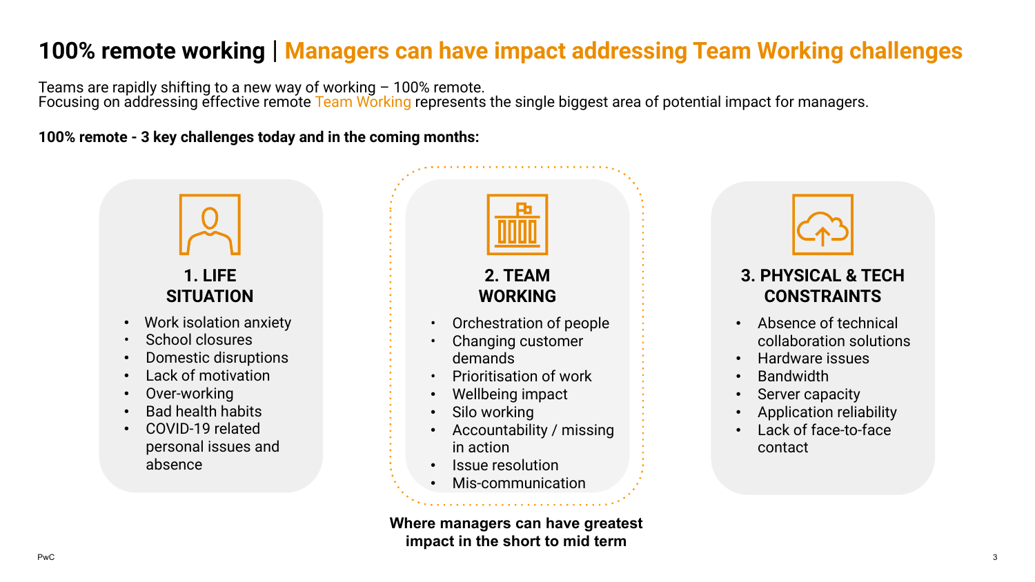# 100% remote working | Managers can have impact addressing Team Working challenges

Teams are rapidly shifting to a new way of working – 100% remote.
Focusing on addressing effective remote Team Working represents the single biggest area of potential impact for managers.

**100% remote - 3 key challenges today and in the coming months:**

### 1. LIFE SITUATION

- Work isolation anxiety
- School closures
- Domestic disruptions
- Lack of motivation
- Over-working
- Bad health habits
- COVID-19 related personal issues and absence

### 2. TEAM WORKING

- Orchestration of people
- Changing customer demands
- Prioritisation of work
- Wellbeing impact
- Silo working
- Accountability / missing in action
- Issue resolution
- Mis-communication

**Where managers can have greatest impact in the short to mid term**

### 3. PHYSICAL & TECH CONSTRAINTS

- Absence of technical collaboration solutions
- Hardware issues
- Bandwidth
- Server capacity
- Application reliability
- Lack of face-to-face contact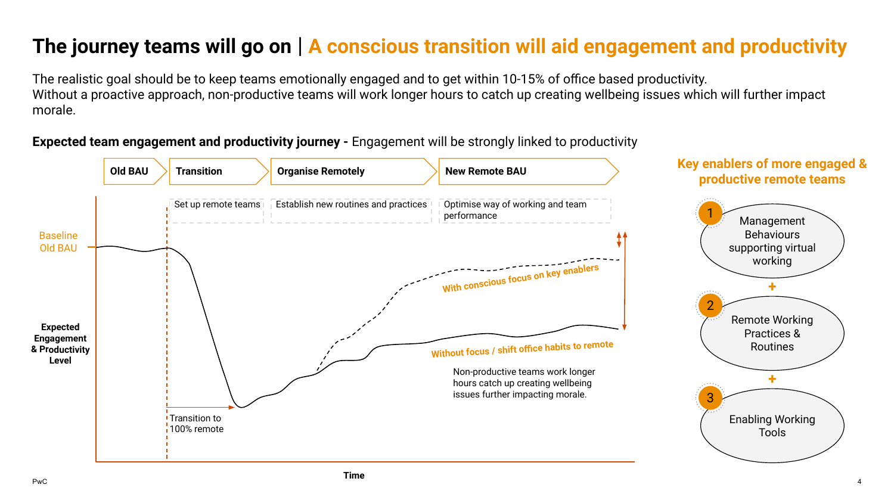# The journey teams will go on | A conscious transition will aid engagement and productivity

The realistic goal should be to keep teams emotionally engaged and to get within 10-15% of office based productivity.
Without a proactive approach, non-productive teams will work longer hours to catch up creating wellbeing issues which will further impact morale.

**Expected team engagement and productivity journey -** Engagement will be strongly linked to productivity

| Old BAU | Transition | Organise Remotely | New Remote BAU |
|---|---|---|---|
| | Set up remote teams | Establish new routines and practices | Optimise way of working and team performance |

Baseline Old BAU

Expected Engagement & Productivity Level

Transition to 100% remote

With conscious focus on key enablers

Without focus / shift office habits to remote

Non-productive teams work longer hours catch up creating wellbeing issues further impacting morale.

Time

## Key enablers of more engaged & productive remote teams

1. Management Behaviours supporting virtual working

+

2. Remote Working Practices & Routines

+

3. Enabling Working Tools

PwC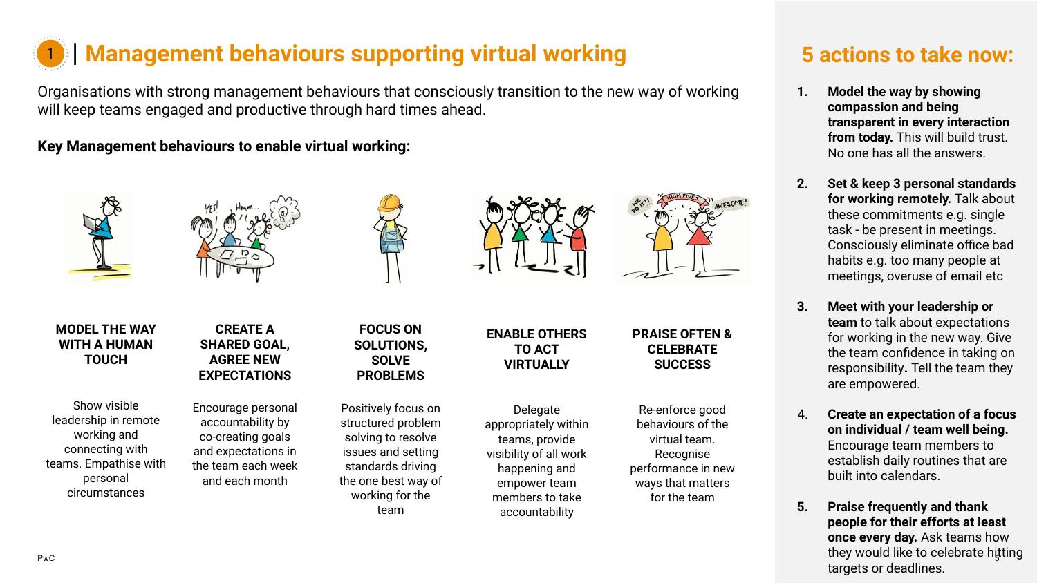# 1 | Management behaviours supporting virtual working

Organisations with strong management behaviours that consciously transition to the new way of working will keep teams engaged and productive through hard times ahead.

**Key Management behaviours to enable virtual working:**

### MODEL THE WAY WITH A HUMAN TOUCH

Show visible leadership in remote working and connecting with teams. Empathise with personal circumstances

### CREATE A SHARED GOAL, AGREE NEW EXPECTATIONS

Encourage personal accountability by co-creating goals and expectations in the team each week and each month

### FOCUS ON SOLUTIONS, SOLVE PROBLEMS

Positively focus on structured problem solving to resolve issues and setting standards driving the one best way of working for the team

### ENABLE OTHERS TO ACT VIRTUALLY

Delegate appropriately within teams, provide visibility of all work happening and empower team members to take accountability

### PRAISE OFTEN & CELEBRATE SUCCESS

Re-enforce good behaviours of the virtual team. Recognise performance in new ways that matters for the team

## 5 actions to take now:

1. **Model the way by showing compassion and being transparent in every interaction from today.** This will build trust. No one has all the answers.
2. **Set & keep 3 personal standards for working remotely.** Talk about these commitments e.g. single task - be present in meetings. Consciously eliminate office bad habits e.g. too many people at meetings, overuse of email etc
3. **Meet with your leadership or team** to talk about expectations for working in the new way. Give the team confidence in taking on responsibility**.** Tell the team they are empowered.
4. **Create an expectation of a focus on individual / team well being.** Encourage team members to establish daily routines that are built into calendars.
5. **Praise frequently and thank people for their efforts at least once every day.** Ask teams how they would like to celebrate hitting targets or deadlines.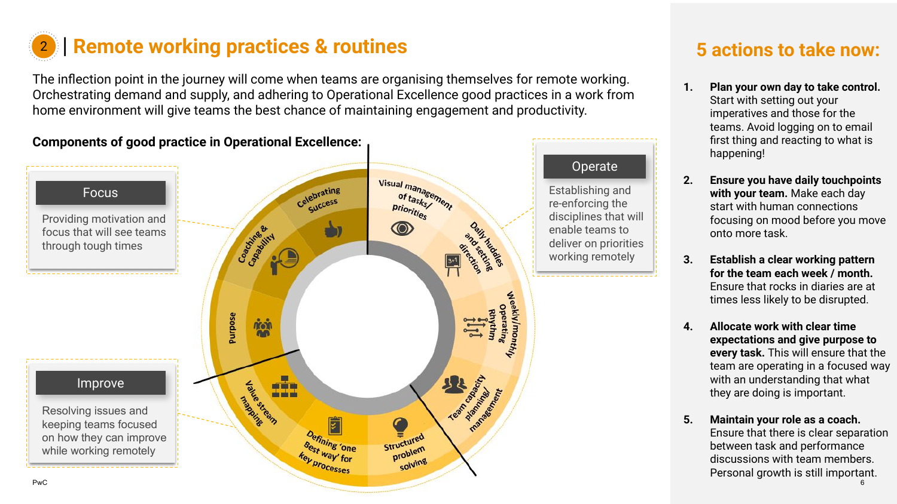## 2 | Remote working practices & routines

The inflection point in the journey will come when teams are organising themselves for remote working. Orchestrating demand and supply, and adhering to Operational Excellence good practices in a work from home environment will give teams the best chance of maintaining engagement and productivity.

**Components of good practice in Operational Excellence:**

**Focus**

Providing motivation and focus that will see teams through tough times

- Celebrating Success
- Coaching & Capability
- Purpose

**Operate**

Establishing and re-enforcing the disciplines that will enable teams to deliver on priorities working remotely

- Visual management of tasks/ priorities
- Daily huddles and setting direction
- Weekly/monthly Operating Rhythm
- Team capacity planning/ management

**Improve**

Resolving issues and keeping teams focused on how they can improve while working remotely

- Structured problem solving
- Defining 'one Best way' for key processes
- Value stream mapping

## 5 actions to take now:

1. **Plan your own day to take control.** Start with setting out your imperatives and those for the teams. Avoid logging on to email first thing and reacting to what is happening!
2. **Ensure you have daily touchpoints with your team.** Make each day start with human connections focusing on mood before you move onto more task.
3. **Establish a clear working pattern for the team each week / month.** Ensure that rocks in diaries are at times less likely to be disrupted.
4. **Allocate work with clear time expectations and give purpose to every task.** This will ensure that the team are operating in a focused way with an understanding that what they are doing is important.
5. **Maintain your role as a coach.** Ensure that there is clear separation between task and performance discussions with team members. Personal growth is still important.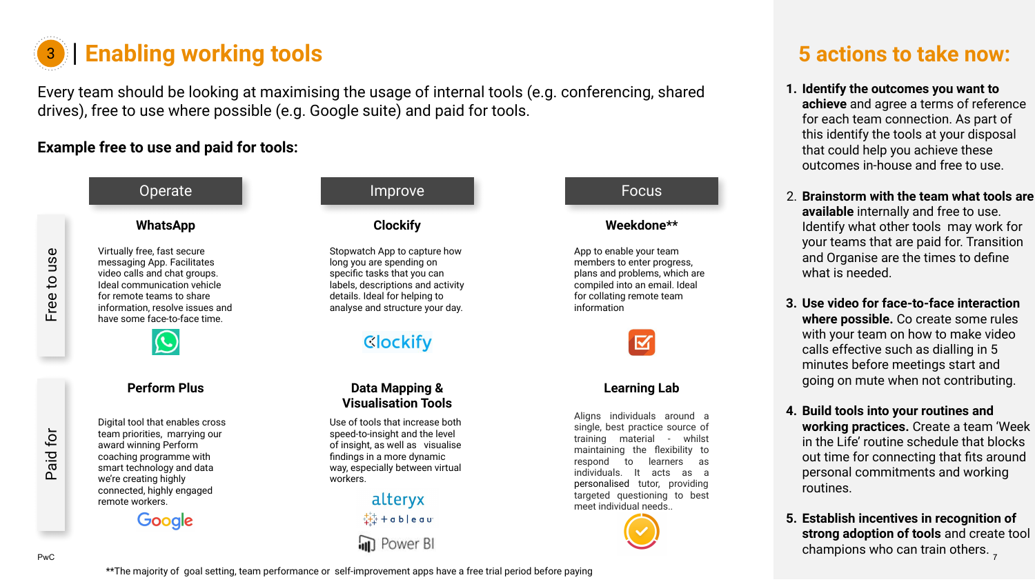## 3 | Enabling working tools

Every team should be looking at maximising the usage of internal tools (e.g. conferencing, shared drives), free to use where possible (e.g. Google suite) and paid for tools.

**Example free to use and paid for tools:**

| | Operate | Improve | Focus |
|---|---|---|---|
| **Free to use** | **WhatsApp**<br><br>Virtually free, fast secure messaging App. Facilitates video calls and chat groups. Ideal communication vehicle for remote teams to share information, resolve issues and have some face-to-face time. | **Clockify**<br><br>Stopwatch App to capture how long you are spending on specific tasks that you can labels, descriptions and activity details. Ideal for helping to analyse and structure your day. | **Weekdone****<br><br>App to enable your team members to enter progress, plans and problems, which are compiled into an email. Ideal for collating remote team information |
| **Paid for** | **Perform Plus**<br><br>Digital tool that enables cross team priorities, marrying our award winning Perform coaching programme with smart technology and data we're creating highly connected, highly engaged remote workers. | **Data Mapping & Visualisation Tools**<br><br>Use of tools that increase both speed-to-insight and the level of insight, as well as visualise findings in a more dynamic way, especially between virtual workers.<br><br>alteryx<br>tableau<br>Power BI | **Learning Lab**<br><br>Aligns individuals around a single, best practice source of training material - whilst maintaining the flexibility to respond to learners as individuals. It acts as a personalised tutor, providing targeted questioning to best meet individual needs.. |

**The majority of goal setting, team performance or self-improvement apps have a free trial period before paying

## 5 actions to take now:

1. **Identify the outcomes you want to achieve** and agree a terms of reference for each team connection. As part of this identify the tools at your disposal that could help you achieve these outcomes in-house and free to use.
2. **Brainstorm with the team what tools are available** internally and free to use. Identify what other tools may work for your teams that are paid for. Transition and Organise are the times to define what is needed.
3. **Use video for face-to-face interaction where possible.** Co create some rules with your team on how to make video calls effective such as dialling in 5 minutes before meetings start and going on mute when not contributing.
4. **Build tools into your routines and working practices.** Create a team 'Week in the Life' routine schedule that blocks out time for connecting that fits around personal commitments and working routines.
5. **Establish incentives in recognition of strong adoption of tools** and create tool champions who can train others.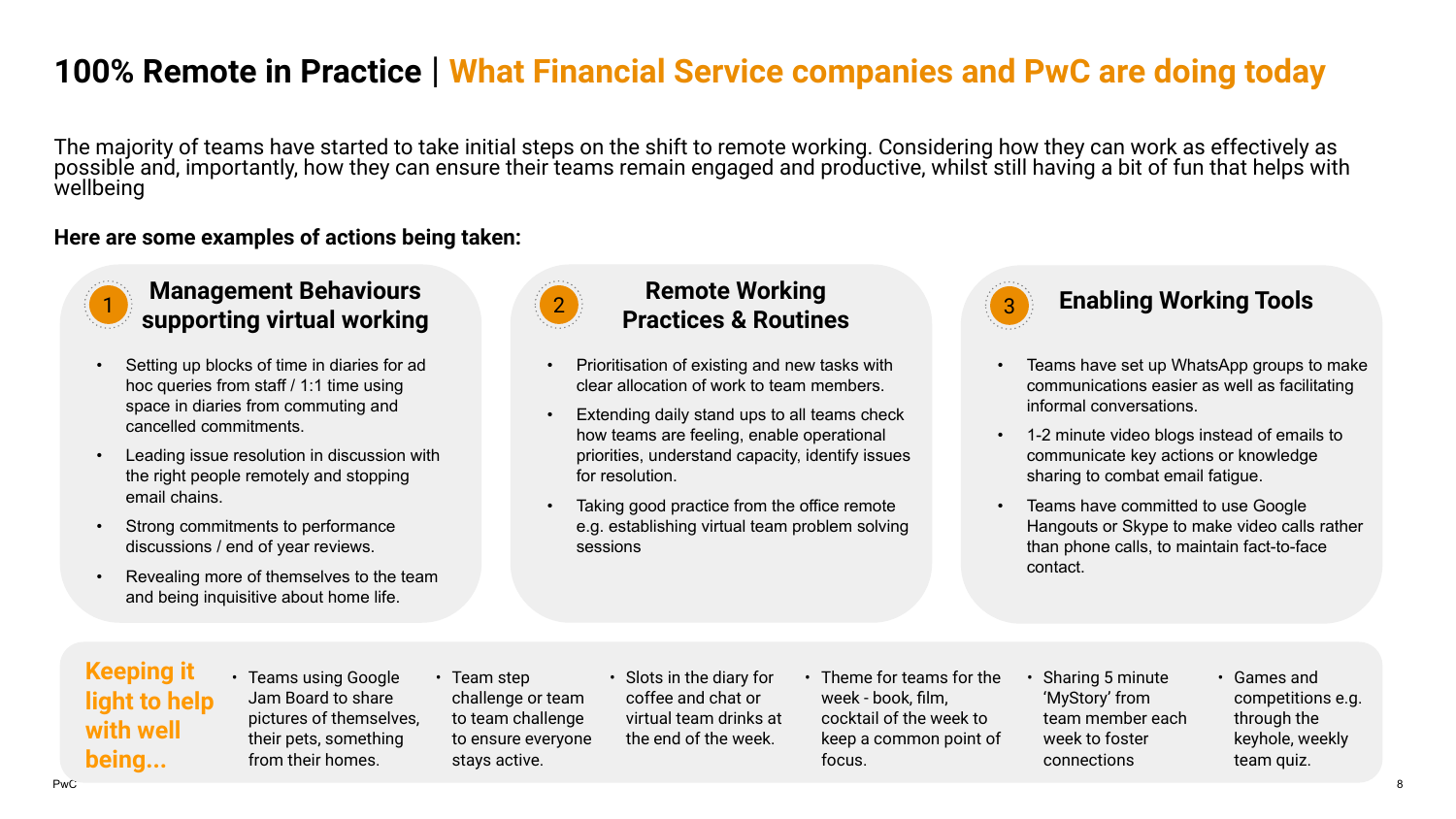# 100% Remote in Practice | What Financial Service companies and PwC are doing today

The majority of teams have started to take initial steps on the shift to remote working. Considering how they can work as effectively as possible and, importantly, how they can ensure their teams remain engaged and productive, whilst still having a bit of fun that helps with wellbeing

**Here are some examples of actions being taken:**

## 1 Management Behaviours supporting virtual working

- Setting up blocks of time in diaries for ad hoc queries from staff / 1:1 time using space in diaries from commuting and cancelled commitments.
- Leading issue resolution in discussion with the right people remotely and stopping email chains.
- Strong commitments to performance discussions / end of year reviews.
- Revealing more of themselves to the team and being inquisitive about home life.

## 2 Remote Working Practices & Routines

- Prioritisation of existing and new tasks with clear allocation of work to team members.
- Extending daily stand ups to all teams check how teams are feeling, enable operational priorities, understand capacity, identify issues for resolution.
- Taking good practice from the office remote e.g. establishing virtual team problem solving sessions

## 3 Enabling Working Tools

- Teams have set up WhatsApp groups to make communications easier as well as facilitating informal conversations.
- 1-2 minute video blogs instead of emails to communicate key actions or knowledge sharing to combat email fatigue.
- Teams have committed to use Google Hangouts or Skype to make video calls rather than phone calls, to maintain fact-to-face contact.

## Keeping it light to help with well being...

- Teams using Google Jam Board to share pictures of themselves, their pets, something from their homes.
- Team step challenge or team to team challenge to ensure everyone stays active.
- Slots in the diary for coffee and chat or virtual team drinks at the end of the week.
- Theme for teams for the week - book, film, cocktail of the week to keep a common point of focus.
- Sharing 5 minute 'MyStory' from team member each week to foster connections
- Games and competitions e.g. through the keyhole, weekly team quiz.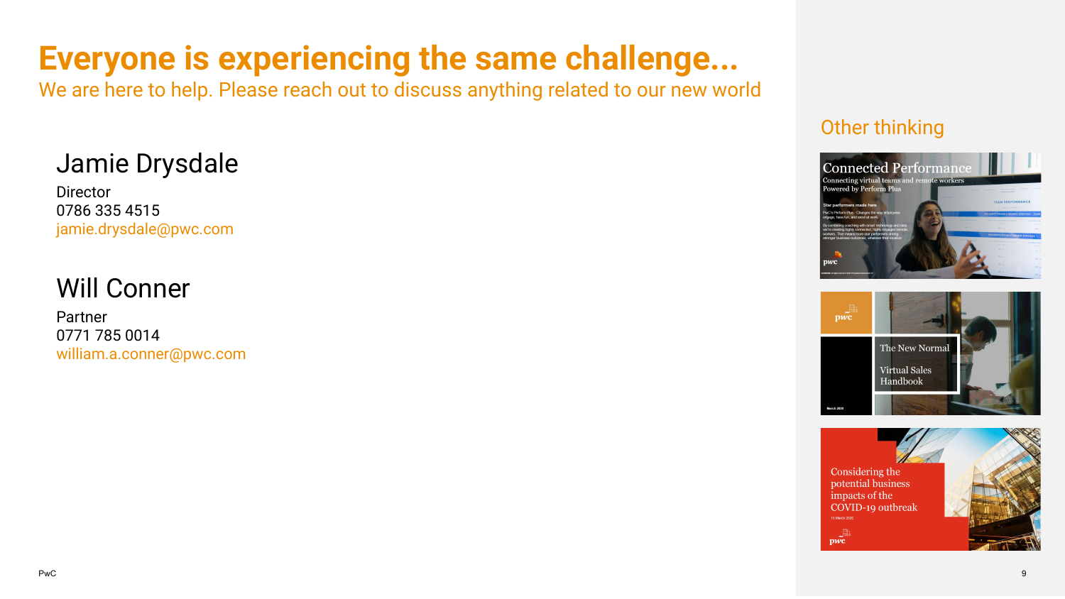# Everyone is experiencing the same challenge...

We are here to help. Please reach out to discuss anything related to our new world

## Jamie Drysdale

Director
0786 335 4515
jamie.drysdale@pwc.com

## Will Conner

Partner
0771 785 0014
william.a.conner@pwc.com

## Other thinking

Connected Performance
Connecting virtual teams and remote workers
Powered by Perform Plus

The New Normal
Virtual Sales Handbook

Considering the potential business impacts of the COVID-19 outbreak